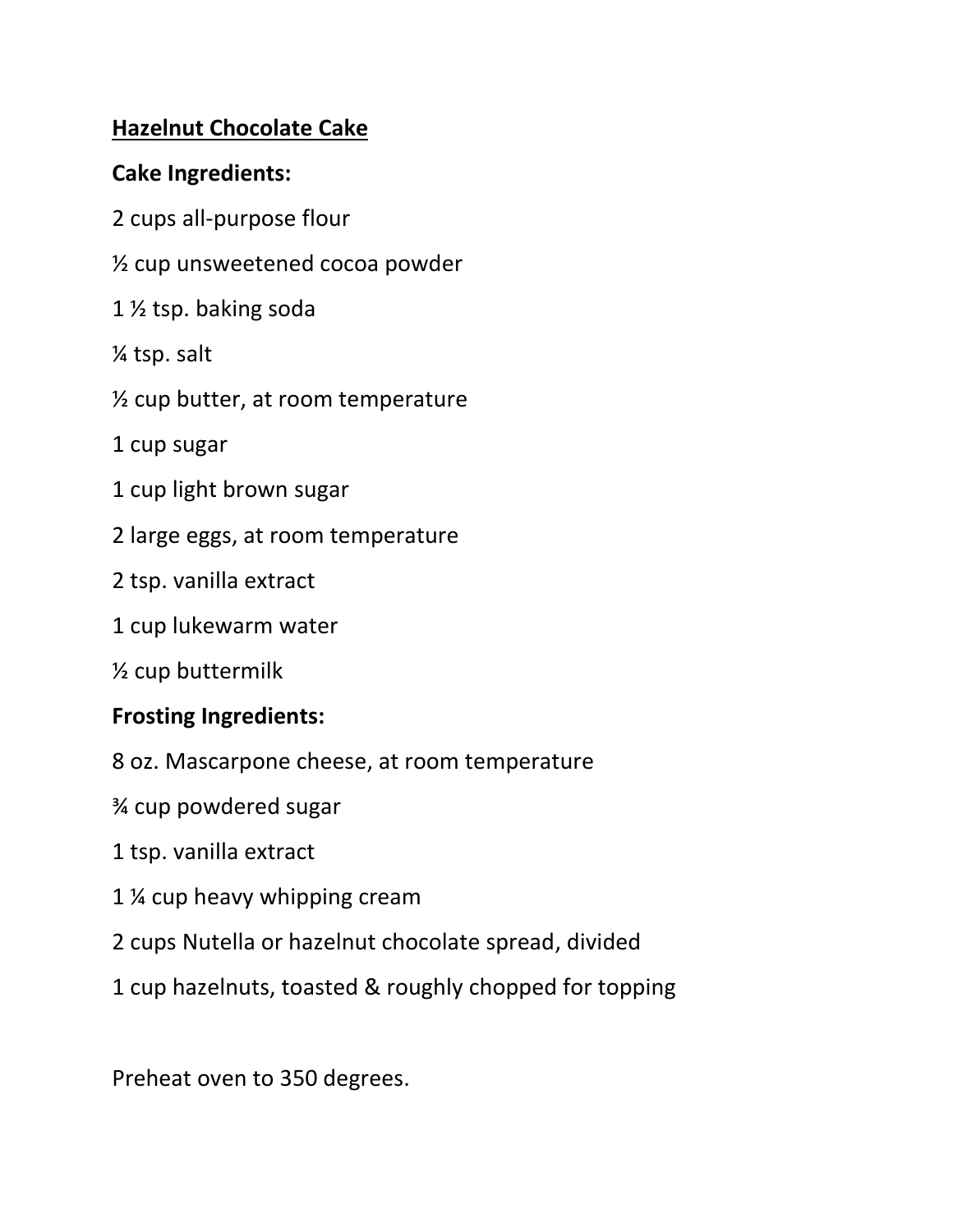**<u>Hazelnut Chocolate Cake</u>**

**Cake Ingredients:**

2 cups all-purpose flour

½ cup unsweetened cocoa powder

1 ½ tsp. baking soda

¼ tsp. salt

½ cup butter, at room temperature

1 cup sugar

1 cup light brown sugar

2 large eggs, at room temperature

2 tsp. vanilla extract

1 cup lukewarm water

½ cup buttermilk

**Frosting Ingredients:**

8 oz. Mascarpone cheese, at room temperature

¾ cup powdered sugar

1 tsp. vanilla extract

1 ¼ cup heavy whipping cream

2 cups Nutella or hazelnut chocolate spread, divided

1 cup hazelnuts, toasted & roughly chopped for topping

Preheat oven to 350 degrees.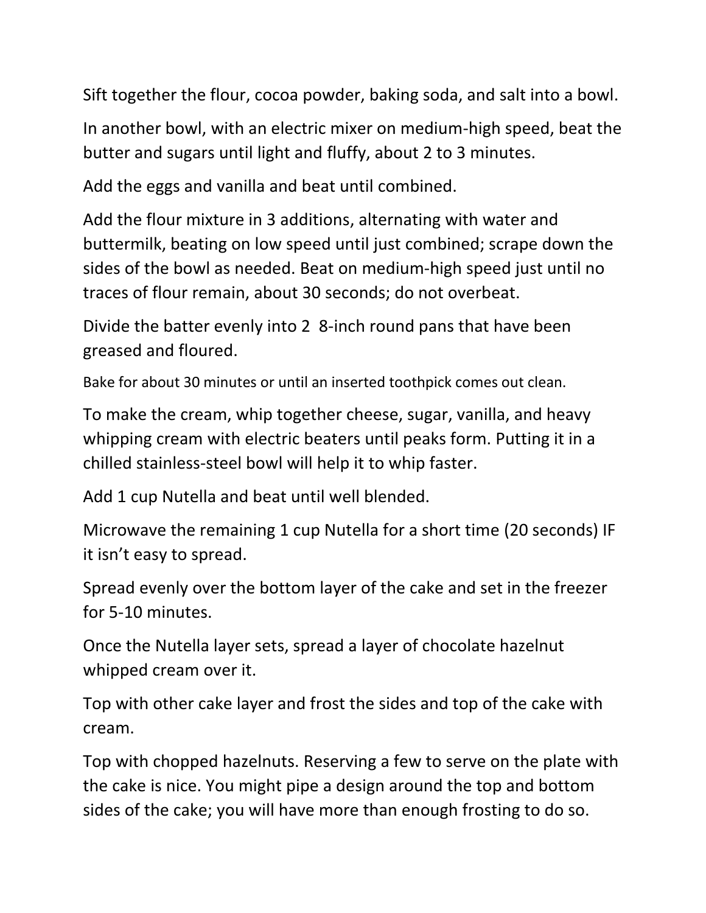Sift together the flour, cocoa powder, baking soda, and salt into a bowl.

In another bowl, with an electric mixer on medium-high speed, beat the butter and sugars until light and fluffy, about 2 to 3 minutes.

Add the eggs and vanilla and beat until combined.

Add the flour mixture in 3 additions, alternating with water and buttermilk, beating on low speed until just combined; scrape down the sides of the bowl as needed. Beat on medium-high speed just until no traces of flour remain, about 30 seconds; do not overbeat.

Divide the batter evenly into 2 8-inch round pans that have been greased and floured.

Bake for about 30 minutes or until an inserted toothpick comes out clean.

To make the cream, whip together cheese, sugar, vanilla, and heavy whipping cream with electric beaters until peaks form. Putting it in a chilled stainless-steel bowl will help it to whip faster.

Add 1 cup Nutella and beat until well blended.

Microwave the remaining 1 cup Nutella for a short time (20 seconds) IF it isn't easy to spread.

Spread evenly over the bottom layer of the cake and set in the freezer for 5-10 minutes.

Once the Nutella layer sets, spread a layer of chocolate hazelnut whipped cream over it.

Top with other cake layer and frost the sides and top of the cake with cream.

Top with chopped hazelnuts. Reserving a few to serve on the plate with the cake is nice. You might pipe a design around the top and bottom sides of the cake; you will have more than enough frosting to do so.